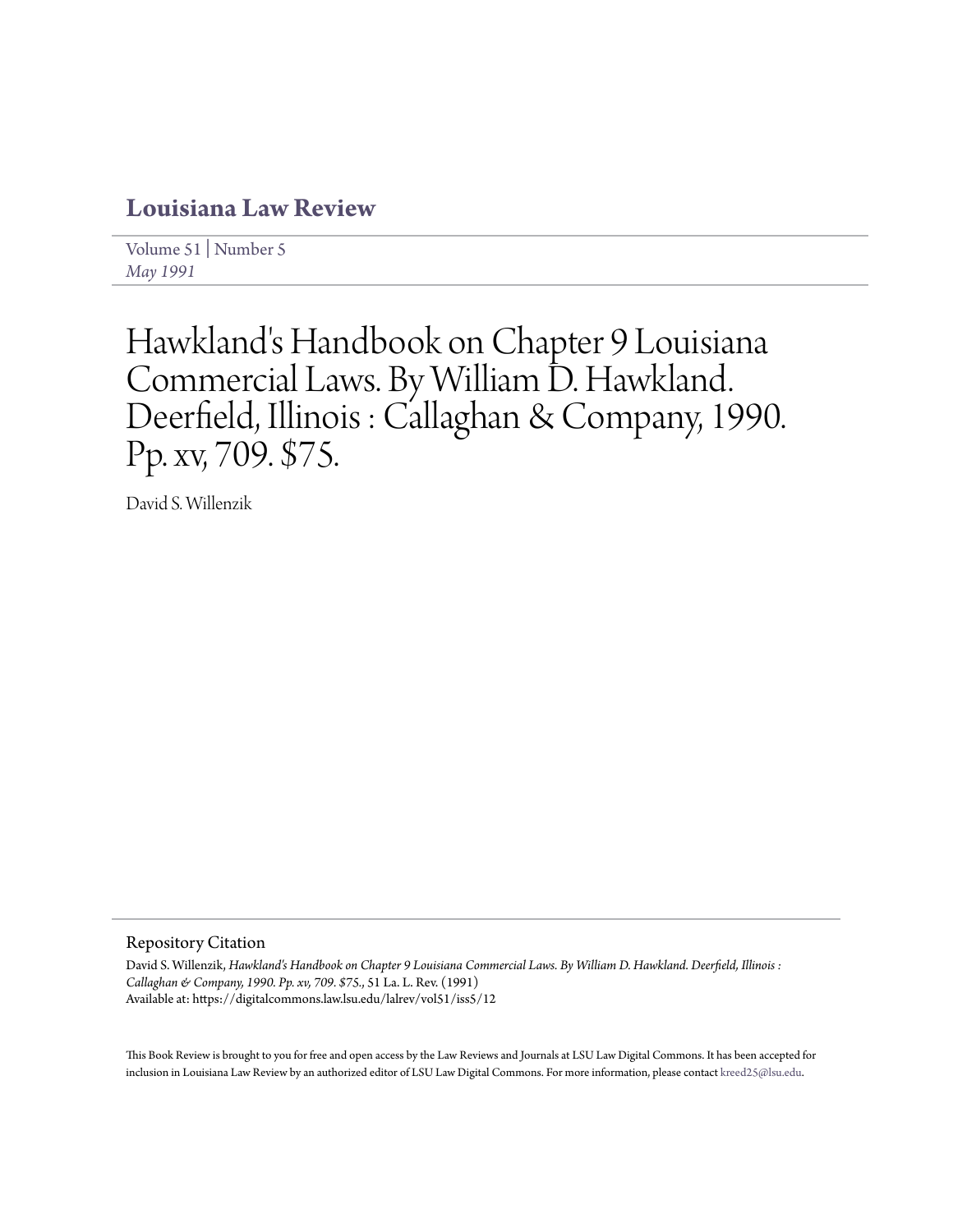# Louisiana Law Review

Volume 51 | Number 5
*May 1991*

# Hawkland's Handbook on Chapter 9 Louisiana Commercial Laws. By William D. Hawkland. Deerfield, Illinois : Callaghan & Company, 1990. Pp. xv, 709. $75.

David S. Willenzik

## Repository Citation

David S. Willenzik, *Hawkland's Handbook on Chapter 9 Louisiana Commercial Laws. By William D. Hawkland. Deerfield, Illinois : Callaghan & Company, 1990. Pp. xv, 709. $75.*, 51 La. L. Rev. (1991)
Available at: https://digitalcommons.law.lsu.edu/lalrev/vol51/iss5/12

This Book Review is brought to you for free and open access by the Law Reviews and Journals at LSU Law Digital Commons. It has been accepted for inclusion in Louisiana Law Review by an authorized editor of LSU Law Digital Commons. For more information, please contact kreed25@lsu.edu.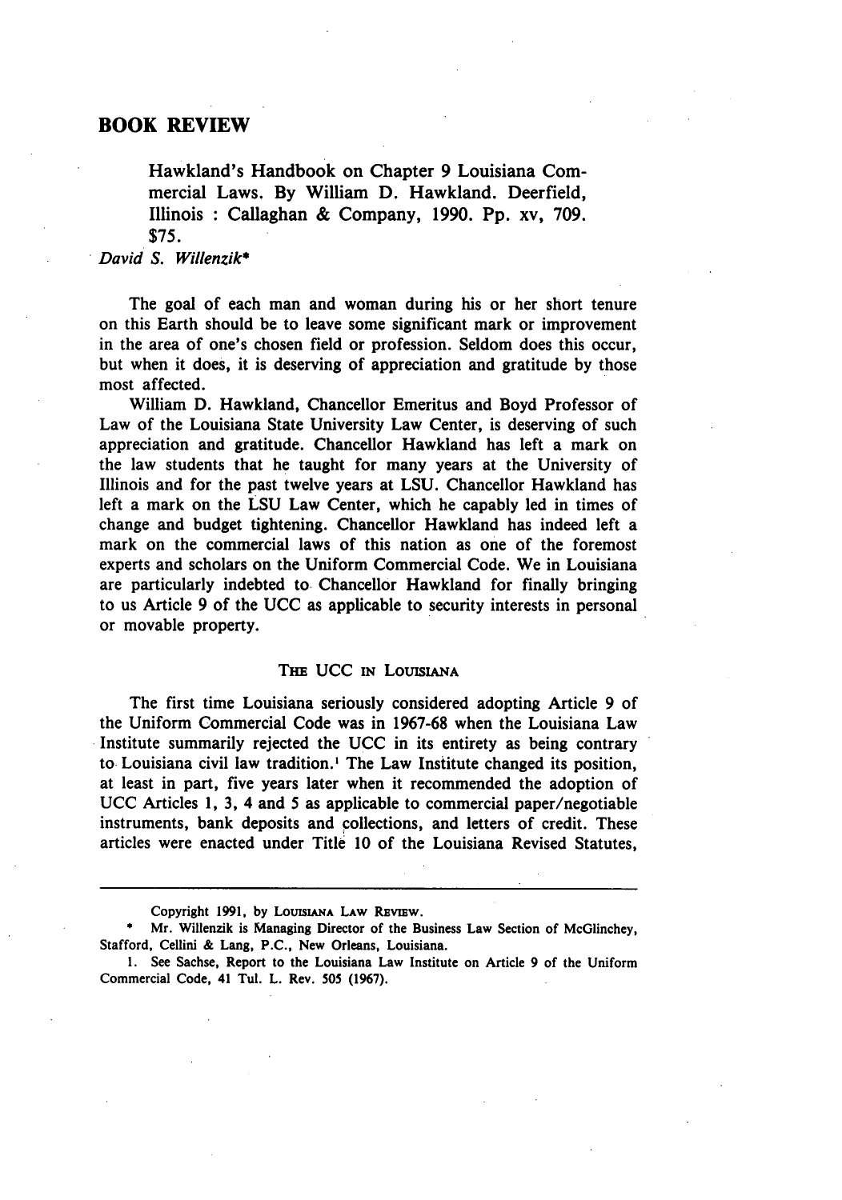## BOOK REVIEW

Hawkland's Handbook on Chapter 9 Louisiana Commercial Laws. By William D. Hawkland. Deerfield, Illinois : Callaghan & Company, 1990. Pp. xv, 709. $75.

*David S. Willenzik**

The goal of each man and woman during his or her short tenure on this Earth should be to leave some significant mark or improvement in the area of one's chosen field or profession. Seldom does this occur, but when it does, it is deserving of appreciation and gratitude by those most affected.

William D. Hawkland, Chancellor Emeritus and Boyd Professor of Law of the Louisiana State University Law Center, is deserving of such appreciation and gratitude. Chancellor Hawkland has left a mark on the law students that he taught for many years at the University of Illinois and for the past twelve years at LSU. Chancellor Hawkland has left a mark on the LSU Law Center, which he capably led in times of change and budget tightening. Chancellor Hawkland has indeed left a mark on the commercial laws of this nation as one of the foremost experts and scholars on the Uniform Commercial Code. We in Louisiana are particularly indebted to Chancellor Hawkland for finally bringing to us Article 9 of the UCC as applicable to security interests in personal or movable property.

### THE UCC IN LOUISIANA

The first time Louisiana seriously considered adopting Article 9 of the Uniform Commercial Code was in 1967-68 when the Louisiana Law Institute summarily rejected the UCC in its entirety as being contrary to Louisiana civil law tradition.[1] The Law Institute changed its position, at least in part, five years later when it recommended the adoption of UCC Articles 1, 3, 4 and 5 as applicable to commercial paper/negotiable instruments, bank deposits and collections, and letters of credit. These articles were enacted under Title 10 of the Louisiana Revised Statutes,

---

Copyright 1991, by LOUISIANA LAW REVIEW.

\* Mr. Willenzik is Managing Director of the Business Law Section of McGlinchey, Stafford, Cellini & Lang, P.C., New Orleans, Louisiana.

1. See Sachse, Report to the Louisiana Law Institute on Article 9 of the Uniform Commercial Code, 41 Tul. L. Rev. 505 (1967).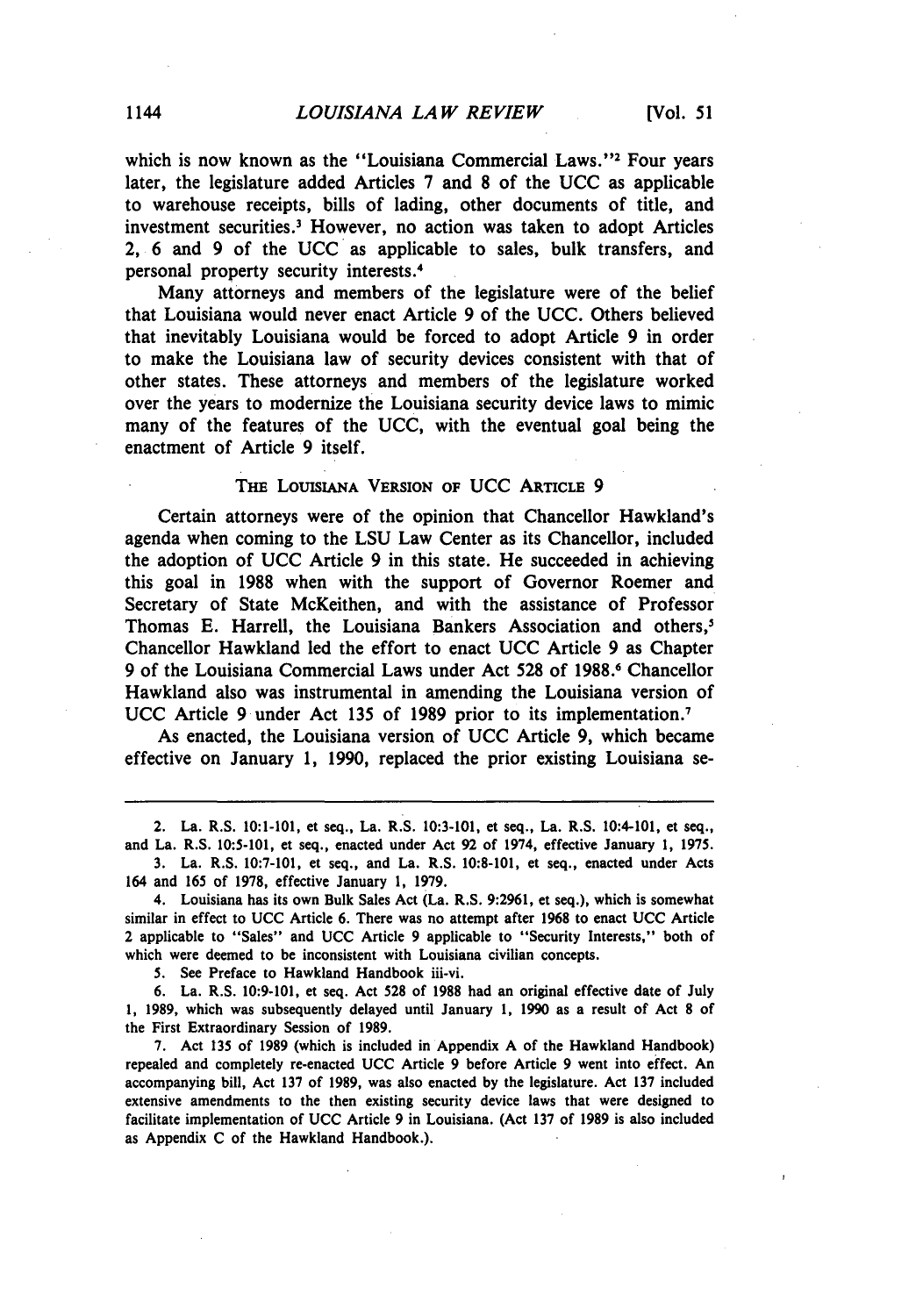which is now known as the "Louisiana Commercial Laws."[2] Four years later, the legislature added Articles 7 and 8 of the UCC as applicable to warehouse receipts, bills of lading, other documents of title, and investment securities.[3] However, no action was taken to adopt Articles 2, 6 and 9 of the UCC as applicable to sales, bulk transfers, and personal property security interests.[4]

Many attorneys and members of the legislature were of the belief that Louisiana would never enact Article 9 of the UCC. Others believed that inevitably Louisiana would be forced to adopt Article 9 in order to make the Louisiana law of security devices consistent with that of other states. These attorneys and members of the legislature worked over the years to modernize the Louisiana security device laws to mimic many of the features of the UCC, with the eventual goal being the enactment of Article 9 itself.

## THE LOUISIANA VERSION OF UCC ARTICLE 9

Certain attorneys were of the opinion that Chancellor Hawkland's agenda when coming to the LSU Law Center as its Chancellor, included the adoption of UCC Article 9 in this state. He succeeded in achieving this goal in 1988 when with the support of Governor Roemer and Secretary of State McKeithen, and with the assistance of Professor Thomas E. Harrell, the Louisiana Bankers Association and others,[5] Chancellor Hawkland led the effort to enact UCC Article 9 as Chapter 9 of the Louisiana Commercial Laws under Act 528 of 1988.[6] Chancellor Hawkland also was instrumental in amending the Louisiana version of UCC Article 9 under Act 135 of 1989 prior to its implementation.[7]

As enacted, the Louisiana version of UCC Article 9, which became effective on January 1, 1990, replaced the prior existing Louisiana se-

---

2. La. R.S. 10:1-101, et seq., La. R.S. 10:3-101, et seq., La. R.S. 10:4-101, et seq., and La. R.S. 10:5-101, et seq., enacted under Act 92 of 1974, effective January 1, 1975.

3. La. R.S. 10:7-101, et seq., and La. R.S. 10:8-101, et seq., enacted under Acts 164 and 165 of 1978, effective January 1, 1979.

4. Louisiana has its own Bulk Sales Act (La. R.S. 9:2961, et seq.), which is somewhat similar in effect to UCC Article 6. There was no attempt after 1968 to enact UCC Article 2 applicable to "Sales" and UCC Article 9 applicable to "Security Interests," both of which were deemed to be inconsistent with Louisiana civilian concepts.

5. See Preface to Hawkland Handbook iii-vi.

6. La. R.S. 10:9-101, et seq. Act 528 of 1988 had an original effective date of July 1, 1989, which was subsequently delayed until January 1, 1990 as a result of Act 8 of the First Extraordinary Session of 1989.

7. Act 135 of 1989 (which is included in Appendix A of the Hawkland Handbook) repealed and completely re-enacted UCC Article 9 before Article 9 went into effect. An accompanying bill, Act 137 of 1989, was also enacted by the legislature. Act 137 included extensive amendments to the then existing security device laws that were designed to facilitate implementation of UCC Article 9 in Louisiana. (Act 137 of 1989 is also included as Appendix C of the Hawkland Handbook.).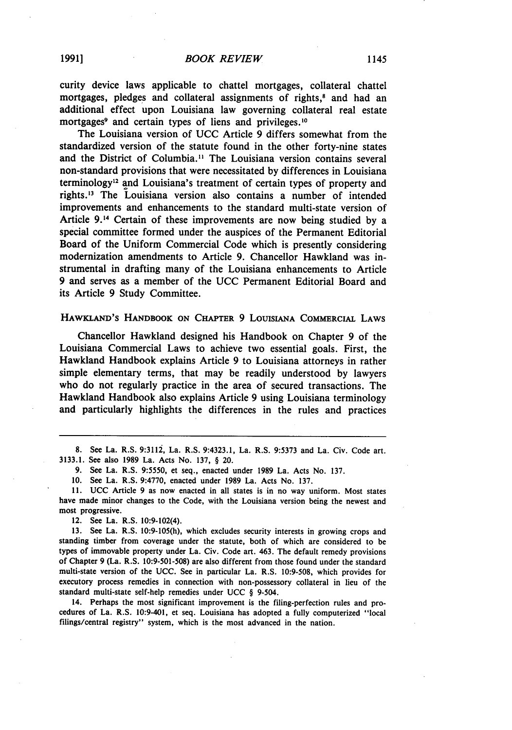curity device laws applicable to chattel mortgages, collateral chattel mortgages, pledges and collateral assignments of rights,[8] and had an additional effect upon Louisiana law governing collateral real estate mortgages[9] and certain types of liens and privileges.[10]

The Louisiana version of UCC Article 9 differs somewhat from the standardized version of the statute found in the other forty-nine states and the District of Columbia.[11] The Louisiana version contains several non-standard provisions that were necessitated by differences in Louisiana terminology[12] and Louisiana's treatment of certain types of property and rights.[13] The Louisiana version also contains a number of intended improvements and enhancements to the standard multi-state version of Article 9.[14] Certain of these improvements are now being studied by a special committee formed under the auspices of the Permanent Editorial Board of the Uniform Commercial Code which is presently considering modernization amendments to Article 9. Chancellor Hawkland was instrumental in drafting many of the Louisiana enhancements to Article 9 and serves as a member of the UCC Permanent Editorial Board and its Article 9 Study Committee.

## HAWKLAND'S HANDBOOK ON CHAPTER 9 LOUISIANA COMMERCIAL LAWS

Chancellor Hawkland designed his Handbook on Chapter 9 of the Louisiana Commercial Laws to achieve two essential goals. First, the Hawkland Handbook explains Article 9 to Louisiana attorneys in rather simple elementary terms, that may be readily understood by lawyers who do not regularly practice in the area of secured transactions. The Hawkland Handbook also explains Article 9 using Louisiana terminology and particularly highlights the differences in the rules and practices

---

8. See La. R.S. 9:3112, La. R.S. 9:4323.1, La. R.S. 9:5373 and La. Civ. Code art. 3133.1. See also 1989 La. Acts No. 137, § 20.

9. See La. R.S. 9:5550, et seq., enacted under 1989 La. Acts No. 137.

10. See La. R.S. 9:4770, enacted under 1989 La. Acts No. 137.

11. UCC Article 9 as now enacted in all states is in no way uniform. Most states have made minor changes to the Code, with the Louisiana version being the newest and most progressive.

12. See La. R.S. 10:9-102(4).

13. See La. R.S. 10:9-105(h), which excludes security interests in growing crops and standing timber from coverage under the statute, both of which are considered to be types of immovable property under La. Civ. Code art. 463. The default remedy provisions of Chapter 9 (La. R.S. 10:9-501-508) are also different from those found under the standard multi-state version of the UCC. See in particular La. R.S. 10:9-508, which provides for executory process remedies in connection with non-possessory collateral in lieu of the standard multi-state self-help remedies under UCC § 9-504.

14. Perhaps the most significant improvement is the filing-perfection rules and procedures of La. R.S. 10:9-401, et seq. Louisiana has adopted a fully computerized "local filings/central registry" system, which is the most advanced in the nation.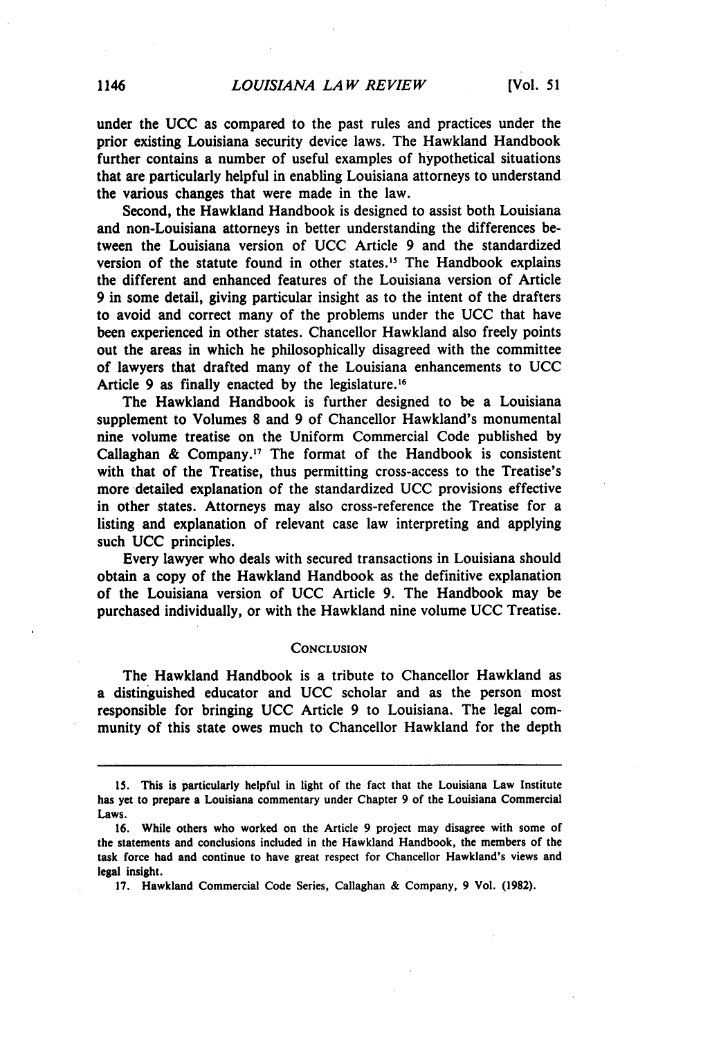under the UCC as compared to the past rules and practices under the prior existing Louisiana security device laws. The Hawkland Handbook further contains a number of useful examples of hypothetical situations that are particularly helpful in enabling Louisiana attorneys to understand the various changes that were made in the law.

Second, the Hawkland Handbook is designed to assist both Louisiana and non-Louisiana attorneys in better understanding the differences between the Louisiana version of UCC Article 9 and the standardized version of the statute found in other states.[15] The Handbook explains the different and enhanced features of the Louisiana version of Article 9 in some detail, giving particular insight as to the intent of the drafters to avoid and correct many of the problems under the UCC that have been experienced in other states. Chancellor Hawkland also freely points out the areas in which he philosophically disagreed with the committee of lawyers that drafted many of the Louisiana enhancements to UCC Article 9 as finally enacted by the legislature.[16]

The Hawkland Handbook is further designed to be a Louisiana supplement to Volumes 8 and 9 of Chancellor Hawkland's monumental nine volume treatise on the Uniform Commercial Code published by Callaghan & Company.[17] The format of the Handbook is consistent with that of the Treatise, thus permitting cross-access to the Treatise's more detailed explanation of the standardized UCC provisions effective in other states. Attorneys may also cross-reference the Treatise for a listing and explanation of relevant case law interpreting and applying such UCC principles.

Every lawyer who deals with secured transactions in Louisiana should obtain a copy of the Hawkland Handbook as the definitive explanation of the Louisiana version of UCC Article 9. The Handbook may be purchased individually, or with the Hawkland nine volume UCC Treatise.

## Conclusion

The Hawkland Handbook is a tribute to Chancellor Hawkland as a distinguished educator and UCC scholar and as the person most responsible for bringing UCC Article 9 to Louisiana. The legal community of this state owes much to Chancellor Hawkland for the depth

---

15. This is particularly helpful in light of the fact that the Louisiana Law Institute has yet to prepare a Louisiana commentary under Chapter 9 of the Louisiana Commercial Laws.

16. While others who worked on the Article 9 project may disagree with some of the statements and conclusions included in the Hawkland Handbook, the members of the task force had and continue to have great respect for Chancellor Hawkland's views and legal insight.

17. Hawkland Commercial Code Series, Callaghan & Company, 9 Vol. (1982).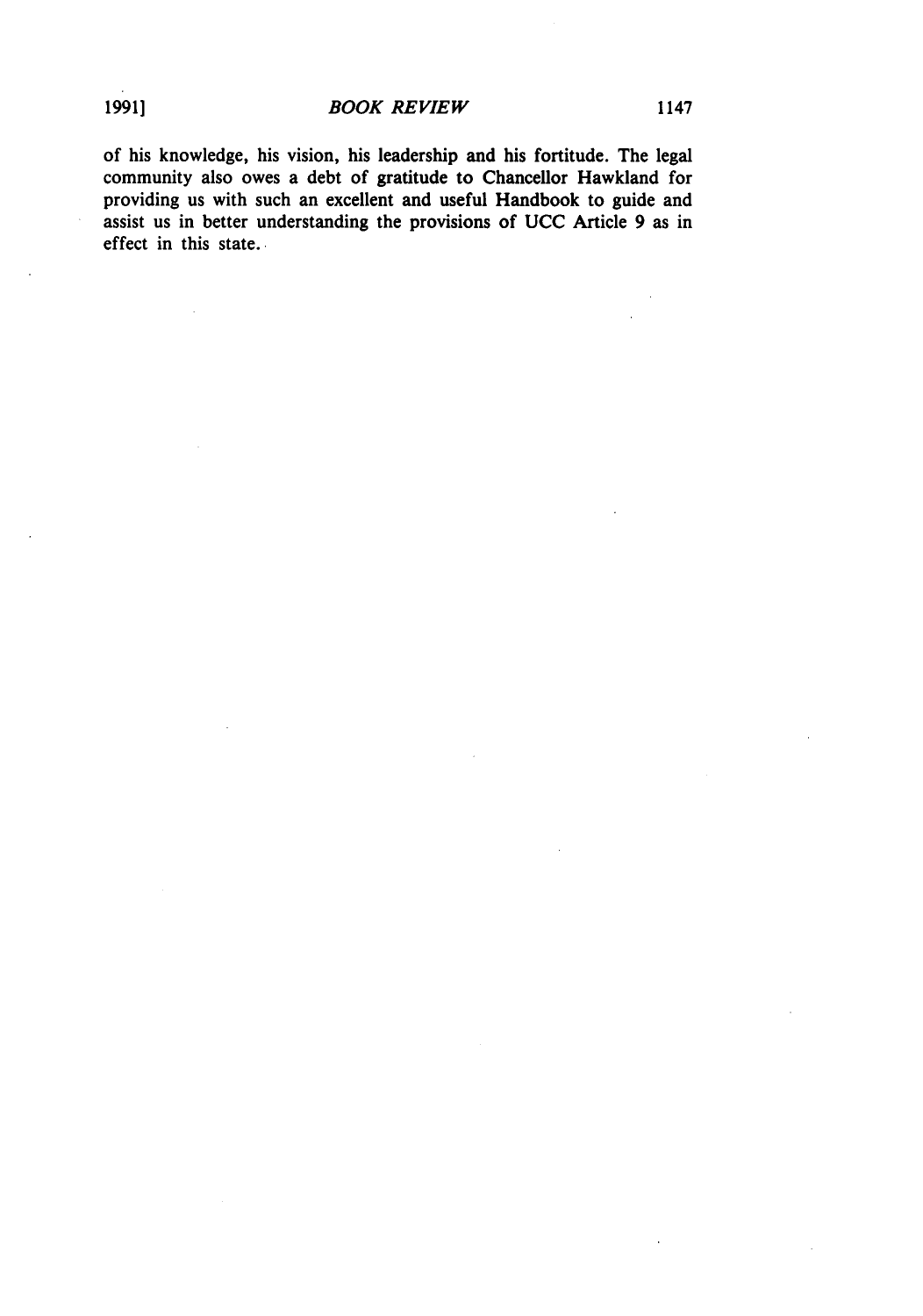of his knowledge, his vision, his leadership and his fortitude. The legal community also owes a debt of gratitude to Chancellor Hawkland for providing us with such an excellent and useful Handbook to guide and assist us in better understanding the provisions of UCC Article 9 as in effect in this state.